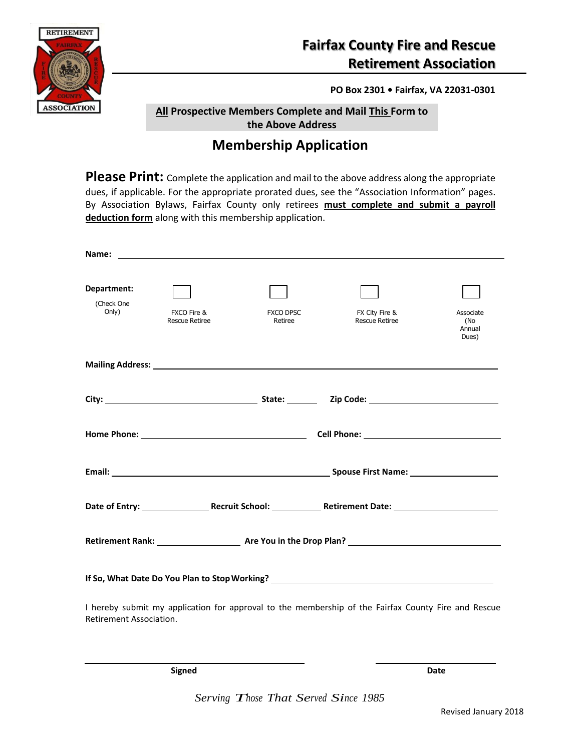# Fairfax County Fire and Rescue Retirement Association

**PO Box 2301 • Fairfax, VA 22031-0301**

**All Prospective Members Complete and Mail This Form to the Above Address**

## Membership Application

**Please Print:** Complete the application and mail to the above address along the appropriate dues, if applicable. For the appropriate prorated dues, see the "Association Information" pages. By Association Bylaws, Fairfax County only retirees **must complete and submit a payroll deduction form** along with this membership application.

**Name:** ______________________________

**Department:** (Check One Only)

- ☐ FXCO Fire & Rescue Retiree
- ☐ FXCO DPSC Retiree
- ☐ FX City Fire & Rescue Retiree
- ☐ Associate (No Annual Dues)

**Mailing Address:** ______________________________

**City:** ____________ **State:** ______ **Zip Code:** ____________

**Home Phone:** ____________ **Cell Phone:** ____________

**Email:** ____________ **Spouse First Name:** ____________

**Date of Entry:** ________ **Recruit School:** ________ **Retirement Date:** ________

**Retirement Rank:** ________ **Are You in the Drop Plan?** ________

**If So, What Date Do You Plan to Stop Working?** ______________________________

I hereby submit my application for approval to the membership of the Fairfax County Fire and Rescue Retirement Association.

______________________________ ______________

**Signed** **Date**

*Serving Those That Served Since 1985*

Revised January 2018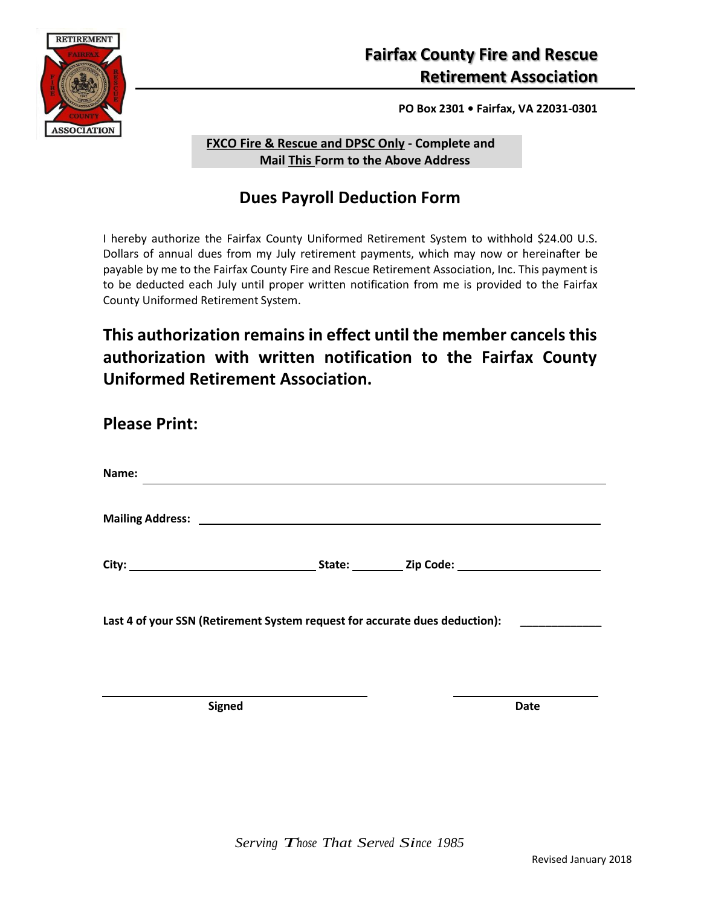# Fairfax County Fire and Rescue Retirement Association

**PO Box 2301 • Fairfax, VA 22031-0301**

**FXCO Fire & Rescue and DPSC Only - Complete and Mail This Form to the Above Address**

## Dues Payroll Deduction Form

I hereby authorize the Fairfax County Uniformed Retirement System to withhold $24.00 U.S. Dollars of annual dues from my July retirement payments, which may now or hereinafter be payable by me to the Fairfax County Fire and Rescue Retirement Association, Inc. This payment is to be deducted each July until proper written notification from me is provided to the Fairfax County Uniformed Retirement System.

**This authorization remains in effect until the member cancels this authorization with written notification to the Fairfax County Uniformed Retirement Association.**

## Please Print:

**Name:** ____________________________________________

**Mailing Address:** ____________________________________________

**City:** ____________________ **State:** ________ **Zip Code:** ____________________

**Last 4 of your SSN (Retirement System request for accurate dues deduction):** ____________

____________________________________ ____________________

**Signed** **Date**

*Serving Those That Served Since 1985*

Revised January 2018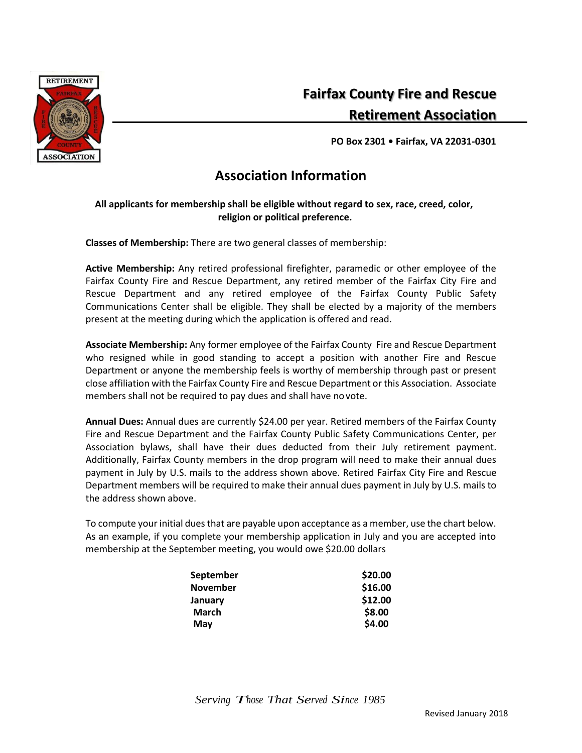# Fairfax County Fire and Rescue Retirement Association

**PO Box 2301 • Fairfax, VA 22031-0301**

## Association Information

**All applicants for membership shall be eligible without regard to sex, race, creed, color, religion or political preference.**

**Classes of Membership:** There are two general classes of membership:

**Active Membership:** Any retired professional firefighter, paramedic or other employee of the Fairfax County Fire and Rescue Department, any retired member of the Fairfax City Fire and Rescue Department and any retired employee of the Fairfax County Public Safety Communications Center shall be eligible. They shall be elected by a majority of the members present at the meeting during which the application is offered and read.

**Associate Membership:** Any former employee of the Fairfax County Fire and Rescue Department who resigned while in good standing to accept a position with another Fire and Rescue Department or anyone the membership feels is worthy of membership through past or present close affiliation with the Fairfax County Fire and Rescue Department or this Association. Associate members shall not be required to pay dues and shall have no vote.

**Annual Dues:** Annual dues are currently $24.00 per year. Retired members of the Fairfax County Fire and Rescue Department and the Fairfax County Public Safety Communications Center, per Association bylaws, shall have their dues deducted from their July retirement payment. Additionally, Fairfax County members in the drop program will need to make their annual dues payment in July by U.S. mails to the address shown above. Retired Fairfax City Fire and Rescue Department members will be required to make their annual dues payment in July by U.S. mails to the address shown above.

To compute your initial dues that are payable upon acceptance as a member, use the chart below. As an example, if you complete your membership application in July and you are accepted into membership at the September meeting, you would owe $20.00 dollars

| | |
|---|---|
| **September** | **$20.00** |
| **November** | **$16.00** |
| **January** | **$12.00** |
| **March** | **$8.00** |
| **May** | **$4.00** |

*Serving Those That Served Since 1985*

Revised January 2018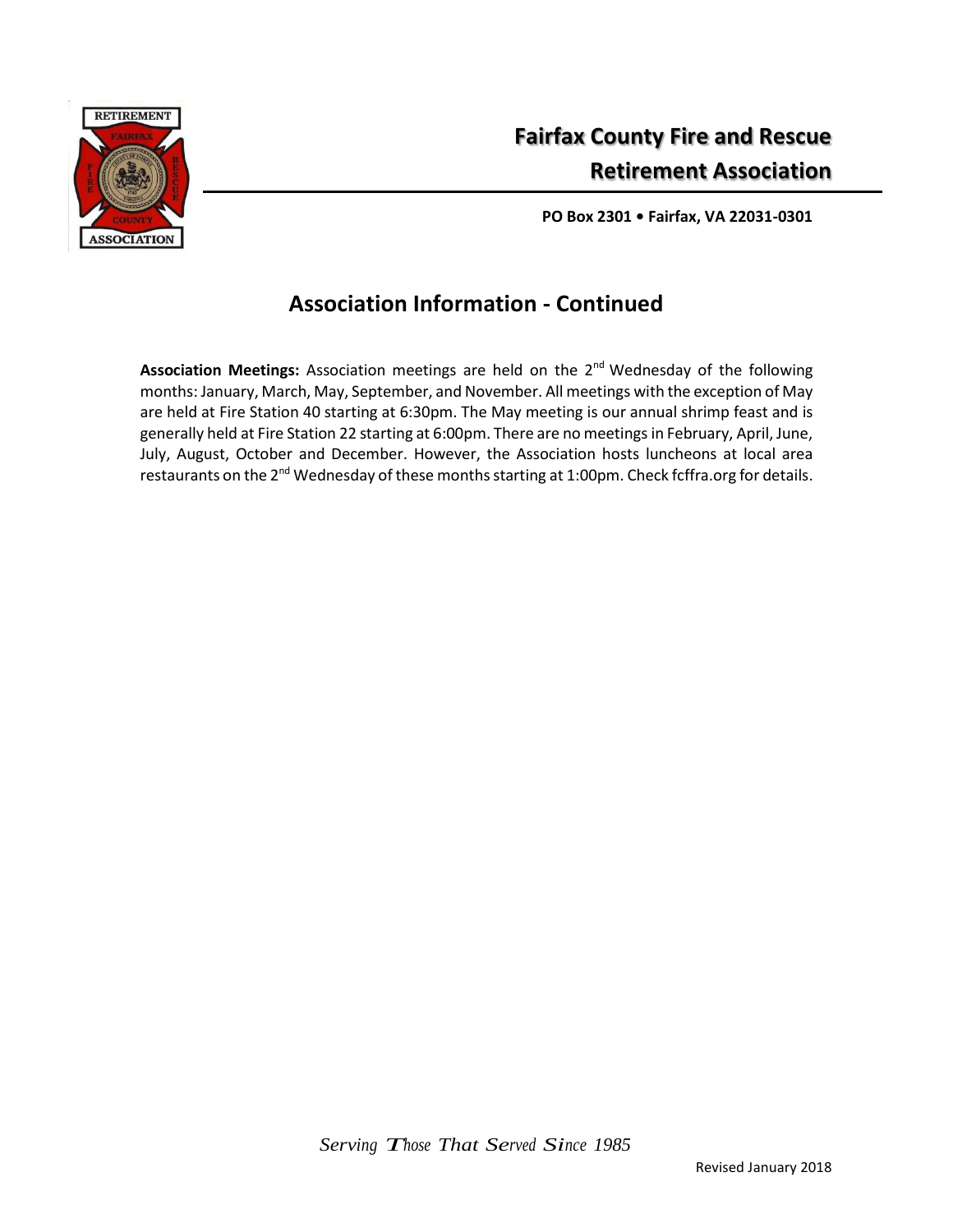# Fairfax County Fire and Rescue Retirement Association

**PO Box 2301 • Fairfax, VA 22031-0301**

## Association Information - Continued

**Association Meetings:** Association meetings are held on the 2nd Wednesday of the following months: January, March, May, September, and November. All meetings with the exception of May are held at Fire Station 40 starting at 6:30pm. The May meeting is our annual shrimp feast and is generally held at Fire Station 22 starting at 6:00pm. There are no meetings in February, April, June, July, August, October and December. However, the Association hosts luncheons at local area restaurants on the 2nd Wednesday of these months starting at 1:00pm. Check fcffra.org for details.

*Serving Those That Served Since 1985*

Revised January 2018